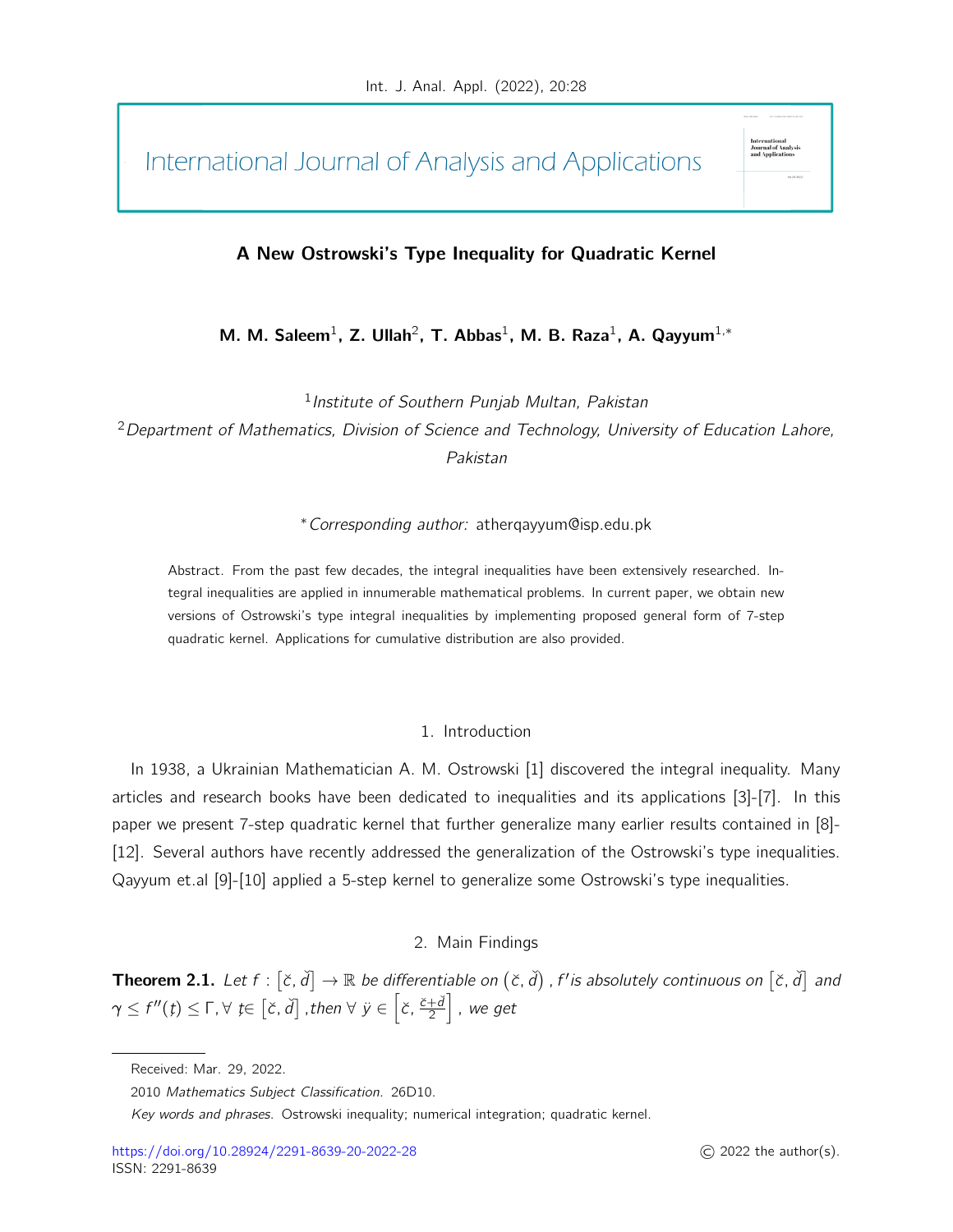# A New Ostrowski's Type Inequality for Quadratic Kernel

**M. M. Saleem[1], Z. Ullah[2], T. Abbas[1], M. B. Raza[1], A. Qayyum[1,*]**

[1] *Institute of Southern Punjab Multan, Pakistan*

[2] *Department of Mathematics, Division of Science and Technology, University of Education Lahore, Pakistan*

[*] *Corresponding author:* atherqayyum@isp.edu.pk

Abstract. From the past few decades, the integral inequalities have been extensively researched. Integral inequalities are applied in innumerable mathematical problems. In current paper, we obtain new versions of Ostrowski's type integral inequalities by implementing proposed general form of 7-step quadratic kernel. Applications for cumulative distribution are also provided.

## 1. Introduction

In 1938, a Ukrainian Mathematician A. M. Ostrowski [1] discovered the integral inequality. Many articles and research books have been dedicated to inequalities and its applications [3]-[7]. In this paper we present 7-step quadratic kernel that further generalize many earlier results contained in [8]-[12]. Several authors have recently addressed the generalization of the Ostrowski's type inequalities. Qayyum et.al [9]-[10] applied a 5-step kernel to generalize some Ostrowski's type inequalities.

## 2. Main Findings

**Theorem 2.1.** *Let $f : \left[\check{c}, \check{d}\right] \to \mathbb{R}$ be differentiable on $\left(\check{c}, \check{d}\right)$, $f'$ is absolutely continuous on $\left[\check{c}, \check{d}\right]$ and $\gamma \leq f''(\text{ţ}) \leq \Gamma, \forall$ ţ$\in \left[\check{c}, \check{d}\right]$, then $\forall\ \ddot{y} \in \left[\check{c}, \frac{\check{c}+\check{d}}{2}\right]$, we get*

---

Received: Mar. 29, 2022.

2010 *Mathematics Subject Classification.* 26D10.

*Key words and phrases.* Ostrowski inequality; numerical integration; quadratic kernel.

https://doi.org/10.28924/2291-8639-20-2022-28

ISSN: 2291-8639

© 2022 the author(s).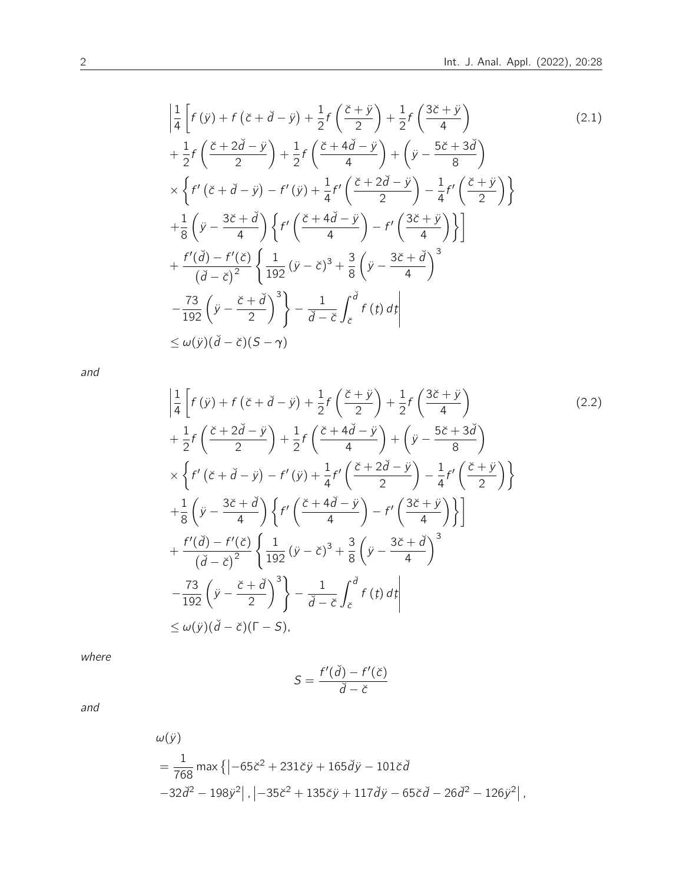$$
\begin{aligned}
&\left|\frac{1}{4}\left[f\left(\ddot{y}\right)+f\left(\check{c}+\check{d}-\ddot{y}\right)+\frac{1}{2}f\left(\frac{\check{c}+\ddot{y}}{2}\right)+\frac{1}{2}f\left(\frac{3\check{c}+\ddot{y}}{4}\right)\right.\right. \qquad (2.1)\\
&+\frac{1}{2}f\left(\frac{\check{c}+2\check{d}-\ddot{y}}{2}\right)+\frac{1}{2}f\left(\frac{\check{c}+4\check{d}-\ddot{y}}{4}\right)+\left(\ddot{y}-\frac{5\check{c}+3\check{d}}{8}\right)\\
&\times\left\{f'\left(\check{c}+\check{d}-\ddot{y}\right)-f'\left(\ddot{y}\right)+\frac{1}{4}f'\left(\frac{\check{c}+2\check{d}-\ddot{y}}{2}\right)-\frac{1}{4}f'\left(\frac{\check{c}+\ddot{y}}{2}\right)\right\}\\
&\left.+\frac{1}{8}\left(\ddot{y}-\frac{3\check{c}+\check{d}}{4}\right)\left\{f'\left(\frac{\check{c}+4\check{d}-\ddot{y}}{4}\right)-f'\left(\frac{3\check{c}+\ddot{y}}{4}\right)\right\}\right]\\
&+\frac{f'(\check{d})-f'(\check{c})}{\left(\check{d}-\check{c}\right)^2}\left\{\frac{1}{192}\left(\ddot{y}-\check{c}\right)^3+\frac{3}{8}\left(\ddot{y}-\frac{3\check{c}+\check{d}}{4}\right)^3\right.\\
&\left.\left.-\frac{73}{192}\left(\ddot{y}-\frac{\check{c}+\check{d}}{2}\right)^3\right\}-\frac{1}{\check{d}-\check{c}}\int_{\check{c}}^{\check{d}}f\left(ţ\right)dţ\right|\\
&\leq\omega(\ddot{y})(\check{d}-\check{c})(S-\gamma)
\end{aligned}
$$

*and*

$$
\begin{aligned}
&\left|\frac{1}{4}\left[f\left(\ddot{y}\right)+f\left(\check{c}+\check{d}-\ddot{y}\right)+\frac{1}{2}f\left(\frac{\check{c}+\ddot{y}}{2}\right)+\frac{1}{2}f\left(\frac{3\check{c}+\ddot{y}}{4}\right)\right.\right. \qquad (2.2)\\
&+\frac{1}{2}f\left(\frac{\check{c}+2\check{d}-\ddot{y}}{2}\right)+\frac{1}{2}f\left(\frac{\check{c}+4\check{d}-\ddot{y}}{4}\right)+\left(\ddot{y}-\frac{5\check{c}+3\check{d}}{8}\right)\\
&\times\left\{f'\left(\check{c}+\check{d}-\ddot{y}\right)-f'\left(\ddot{y}\right)+\frac{1}{4}f'\left(\frac{\check{c}+2\check{d}-\ddot{y}}{2}\right)-\frac{1}{4}f'\left(\frac{\check{c}+\ddot{y}}{2}\right)\right\}\\
&\left.+\frac{1}{8}\left(\ddot{y}-\frac{3\check{c}+\check{d}}{4}\right)\left\{f'\left(\frac{\check{c}+4\check{d}-\ddot{y}}{4}\right)-f'\left(\frac{3\check{c}+\ddot{y}}{4}\right)\right\}\right]\\
&+\frac{f'(\check{d})-f'(\check{c})}{\left(\check{d}-\check{c}\right)^2}\left\{\frac{1}{192}\left(\ddot{y}-\check{c}\right)^3+\frac{3}{8}\left(\ddot{y}-\frac{3\check{c}+\check{d}}{4}\right)^3\right.\\
&\left.\left.-\frac{73}{192}\left(\ddot{y}-\frac{\check{c}+\check{d}}{2}\right)^3\right\}-\frac{1}{\check{d}-\check{c}}\int_{\check{c}}^{\check{d}}f\left(ţ\right)dţ\right|\\
&\leq\omega(\ddot{y})(\check{d}-\check{c})(\Gamma-S),
\end{aligned}
$$

*where*

$$
S=\frac{f'(\check{d})-f'(\check{c})}{\check{d}-\check{c}}
$$

*and*

$$
\begin{aligned}
&\omega(\ddot{y})\\
&=\frac{1}{768}\max\left\{\left|-65\check{c}^2+231\check{c}\ddot{y}+165\check{d}\ddot{y}-101\check{c}\check{d}\right.\right.\\
&\left.-32\check{d}^2-198\ddot{y}^2\right|,\left|-35\check{c}^2+135\check{c}\ddot{y}+117\check{d}\ddot{y}-65\check{c}\check{d}-26\check{d}^2-126\ddot{y}^2\right|,
\end{aligned}
$$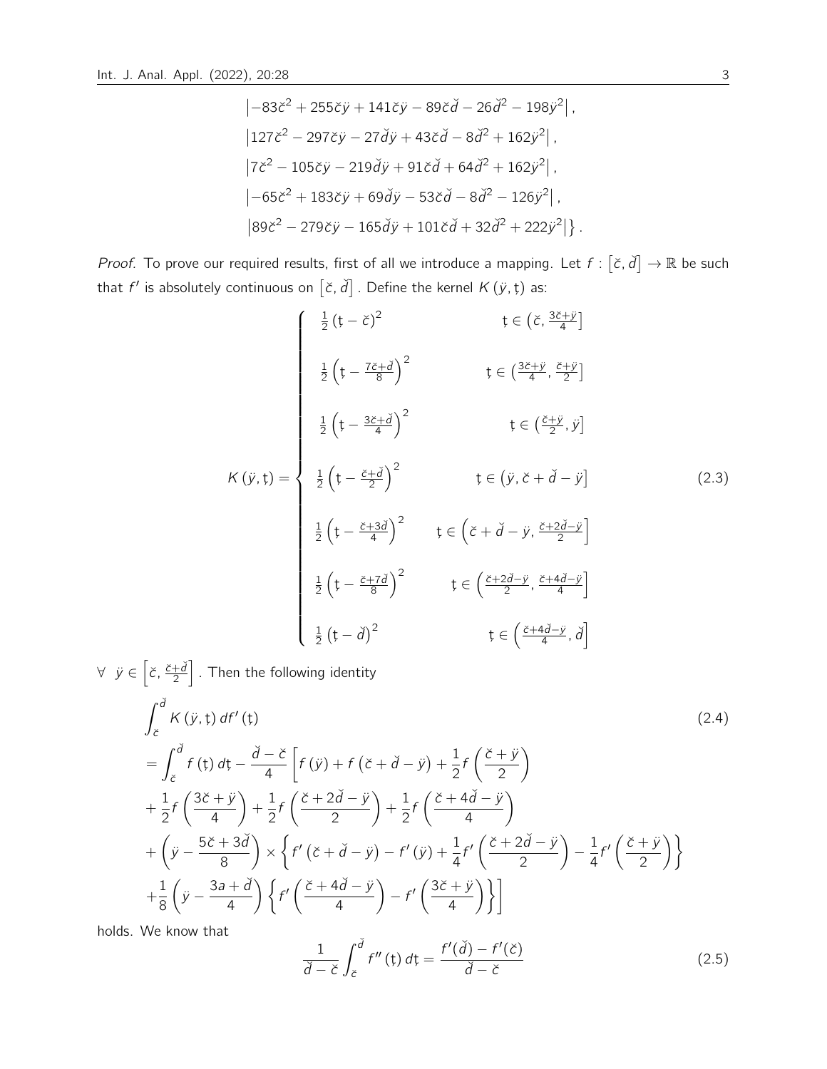$$\left|-83\check{c}^2 + 255\check{c}\ddot{y} + 141\check{c}\ddot{y} - 89\check{c}\check{d} - 26\check{d}^2 - 198\ddot{y}^2\right|,$$

$$\left|127\check{c}^2 - 297\check{c}\ddot{y} - 27\check{d}\ddot{y} + 43\check{c}\check{d} - 8\check{d}^2 + 162\ddot{y}^2\right|,$$

$$\left|7\check{c}^2 - 105\check{c}\ddot{y} - 219\check{d}\ddot{y} + 91\check{c}\check{d} + 64\check{d}^2 + 162\ddot{y}^2\right|,$$

$$\left|-65\check{c}^2 + 183\check{c}\ddot{y} + 69\check{d}\ddot{y} - 53\check{c}\check{d} - 8\check{d}^2 - 126\ddot{y}^2\right|,$$

$$\left.\left|89\check{c}^2 - 279\check{c}\ddot{y} - 165\check{d}\ddot{y} + 101\check{c}\check{d} + 32\check{d}^2 + 222\ddot{y}^2\right|\right\}.$$

*Proof.* To prove our required results, first of all we introduce a mapping. Let $f : [\check{c}, \check{d}] \to \mathbb{R}$ be such that $f'$ is absolutely continuous on $[\check{c}, \check{d}]$. Define the kernel $K(\ddot{y}, ţ)$ as:

$$K(\ddot{y}, ţ) = \begin{cases} \frac{1}{2}(ţ - \check{c})^2 & ţ \in \left(\check{c}, \frac{3\check{c}+\ddot{y}}{4}\right] \\ \frac{1}{2}\left(ţ - \frac{7\check{c}+\check{d}}{8}\right)^2 & ţ \in \left(\frac{3\check{c}+\ddot{y}}{4}, \frac{\check{c}+\ddot{y}}{2}\right] \\ \frac{1}{2}\left(ţ - \frac{3\check{c}+\check{d}}{4}\right)^2 & ţ \in \left(\frac{\check{c}+\ddot{y}}{2}, \ddot{y}\right] \\ \frac{1}{2}\left(ţ - \frac{\check{c}+\check{d}}{2}\right)^2 & ţ \in \left(\ddot{y}, \check{c}+\check{d}-\ddot{y}\right] \\ \frac{1}{2}\left(ţ - \frac{\check{c}+3\check{d}}{4}\right)^2 & ţ \in \left(\check{c}+\check{d}-\ddot{y}, \frac{\check{c}+2\check{d}-\ddot{y}}{2}\right] \\ \frac{1}{2}\left(ţ - \frac{\check{c}+7\check{d}}{8}\right)^2 & ţ \in \left(\frac{\check{c}+2\check{d}-\ddot{y}}{2}, \frac{\check{c}+4\check{d}-\ddot{y}}{4}\right] \\ \frac{1}{2}(ţ - \check{d})^2 & ţ \in \left(\frac{\check{c}+4\check{d}-\ddot{y}}{4}, \check{d}\right] \end{cases} \tag{2.3}$$

$\forall \;\; \ddot{y} \in \left[\check{c}, \frac{\check{c}+\check{d}}{2}\right]$. Then the following identity

$$\begin{aligned} &\int_{\check{c}}^{\check{d}} K(\ddot{y}, ţ)\, df'(ţ) \\ &= \int_{\check{c}}^{\check{d}} f(ţ)\, dţ - \frac{\check{d}-\check{c}}{4}\left[f(\ddot{y}) + f(\check{c}+\check{d}-\ddot{y}) + \frac{1}{2}f\left(\frac{\check{c}+\ddot{y}}{2}\right)\right. \\ &+ \frac{1}{2}f\left(\frac{3\check{c}+\ddot{y}}{4}\right) + \frac{1}{2}f\left(\frac{\check{c}+2\check{d}-\ddot{y}}{2}\right) + \frac{1}{2}f\left(\frac{\check{c}+4\check{d}-\ddot{y}}{4}\right) \\ &+ \left(\ddot{y} - \frac{5\check{c}+3\check{d}}{8}\right) \times \left\{f'(\check{c}+\check{d}-\ddot{y}) - f'(\ddot{y}) + \frac{1}{4}f'\left(\frac{\check{c}+2\check{d}-\ddot{y}}{2}\right) - \frac{1}{4}f'\left(\frac{\check{c}+\ddot{y}}{2}\right)\right\} \\ &\left.+ \frac{1}{8}\left(\ddot{y} - \frac{3a+\check{d}}{4}\right)\left\{f'\left(\frac{\check{c}+4\check{d}-\ddot{y}}{4}\right) - f'\left(\frac{3\check{c}+\ddot{y}}{4}\right)\right\}\right] \end{aligned} \tag{2.4}$$

holds. We know that

$$\frac{1}{\check{d}-\check{c}}\int_{\check{c}}^{\check{d}} f''(ţ)\, dţ = \frac{f'(\check{d}) - f'(\check{c})}{\check{d}-\check{c}} \tag{2.5}$$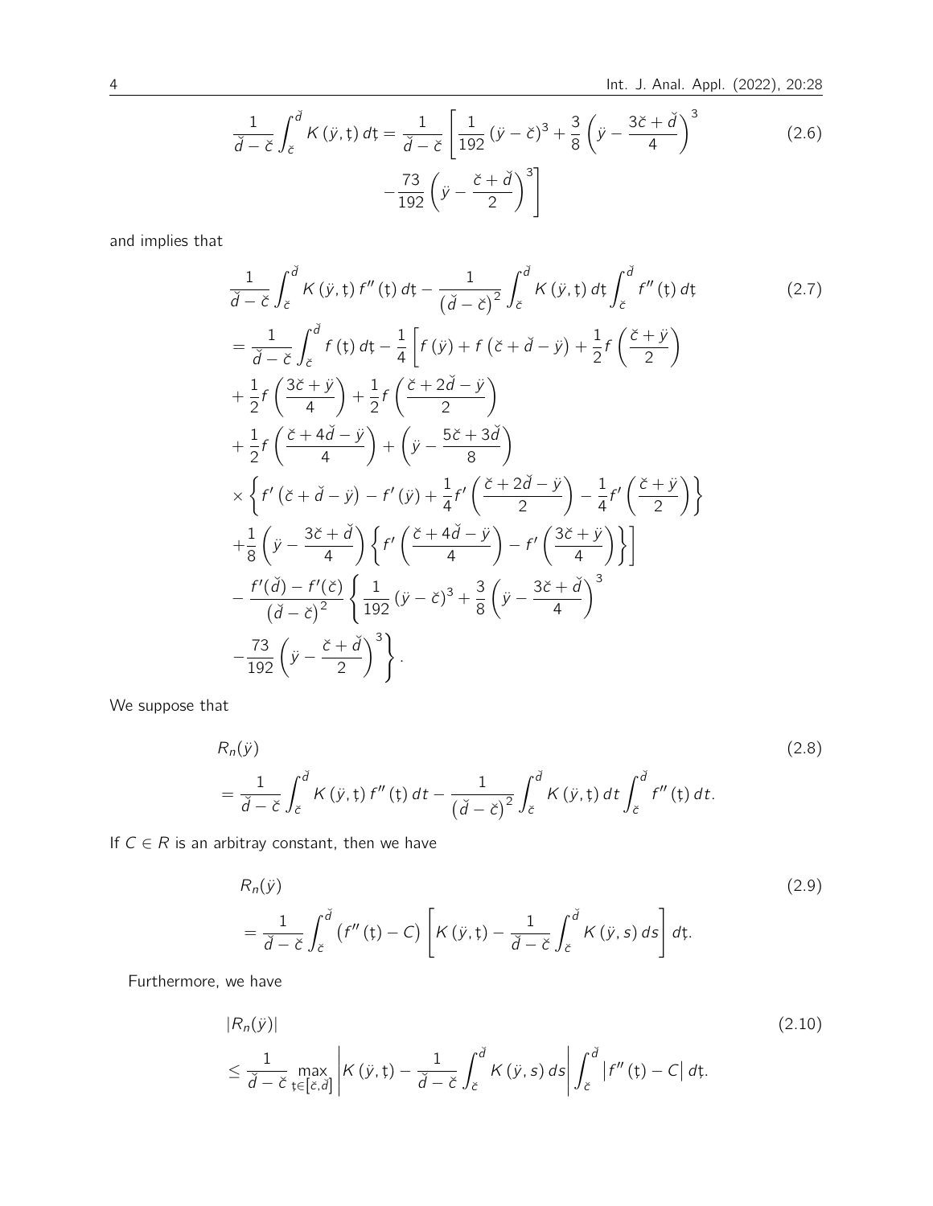$$\frac{1}{\breve{d}-\breve{c}}\int_{\breve{c}}^{\breve{d}} K(\ddot{y},ț)\,dț = \frac{1}{\breve{d}-\breve{c}}\left[\frac{1}{192}(\ddot{y}-\breve{c})^3+\frac{3}{8}\left(\ddot{y}-\frac{3\breve{c}+\breve{d}}{4}\right)^3 -\frac{73}{192}\left(\ddot{y}-\frac{\breve{c}+\breve{d}}{2}\right)^3\right] \tag{2.6}$$

and implies that

$$\begin{aligned}
&\frac{1}{\breve{d}-\breve{c}}\int_{\breve{c}}^{\breve{d}} K(\ddot{y},ț)\,f''(ț)\,dț-\frac{1}{(\breve{d}-\breve{c})^2}\int_{\breve{c}}^{\breve{d}} K(\ddot{y},ț)\,dț\int_{\breve{c}}^{\breve{d}} f''(ț)\,dț \\
&=\frac{1}{\breve{d}-\breve{c}}\int_{\breve{c}}^{\breve{d}} f(ț)\,dț-\frac{1}{4}\left[f(\ddot{y})+f(\breve{c}+\breve{d}-\ddot{y})+\frac{1}{2}f\left(\frac{\breve{c}+\ddot{y}}{2}\right)\right.\\
&+\frac{1}{2}f\left(\frac{3\breve{c}+\ddot{y}}{4}\right)+\frac{1}{2}f\left(\frac{\breve{c}+2\breve{d}-\ddot{y}}{2}\right)\\
&+\frac{1}{2}f\left(\frac{\breve{c}+4\breve{d}-\ddot{y}}{4}\right)+\left(\ddot{y}-\frac{5\breve{c}+3\breve{d}}{8}\right)\\
&\times\left\{f'(\breve{c}+\breve{d}-\ddot{y})-f'(\ddot{y})+\frac{1}{4}f'\left(\frac{\breve{c}+2\breve{d}-\ddot{y}}{2}\right)-\frac{1}{4}f'\left(\frac{\breve{c}+\ddot{y}}{2}\right)\right\}\\
&\left.+\frac{1}{8}\left(\ddot{y}-\frac{3\breve{c}+\breve{d}}{4}\right)\left\{f'\left(\frac{\breve{c}+4\breve{d}-\ddot{y}}{4}\right)-f'\left(\frac{3\breve{c}+\ddot{y}}{4}\right)\right\}\right]\\
&-\frac{f'(\breve{d})-f'(\breve{c})}{(\breve{d}-\breve{c})^2}\left\{\frac{1}{192}(\ddot{y}-\breve{c})^3+\frac{3}{8}\left(\ddot{y}-\frac{3\breve{c}+\breve{d}}{4}\right)^3\right.\\
&\left.-\frac{73}{192}\left(\ddot{y}-\frac{\breve{c}+\breve{d}}{2}\right)^3\right\}.
\end{aligned} \tag{2.7}$$

We suppose that

$$\begin{aligned}
&R_n(\ddot{y})\\
&=\frac{1}{\breve{d}-\breve{c}}\int_{\breve{c}}^{\breve{d}} K(\ddot{y},ț)\,f''(ț)\,dt-\frac{1}{(\breve{d}-\breve{c})^2}\int_{\breve{c}}^{\breve{d}} K(\ddot{y},ț)\,dt\int_{\breve{c}}^{\breve{d}} f''(ț)\,dt.
\end{aligned} \tag{2.8}$$

If $C\in R$ is an arbitray constant, then we have

$$\begin{aligned}
&R_n(\ddot{y})\\
&=\frac{1}{\breve{d}-\breve{c}}\int_{\breve{c}}^{\breve{d}} \left(f''(ț)-C\right)\left[K(\ddot{y},ț)-\frac{1}{\breve{d}-\breve{c}}\int_{\breve{c}}^{\breve{d}} K(\ddot{y},s)\,ds\right]dț.
\end{aligned} \tag{2.9}$$

Furthermore, we have

$$\begin{aligned}
&|R_n(\ddot{y})|\\
&\leq\frac{1}{\breve{d}-\breve{c}}\max_{ț\in[\breve{c},\breve{d}]}\left|K(\ddot{y},ț)-\frac{1}{\breve{d}-\breve{c}}\int_{\breve{c}}^{\breve{d}} K(\ddot{y},s)\,ds\right|\int_{\breve{c}}^{\breve{d}}\left|f''(ț)-C\right|dț.
\end{aligned} \tag{2.10}$$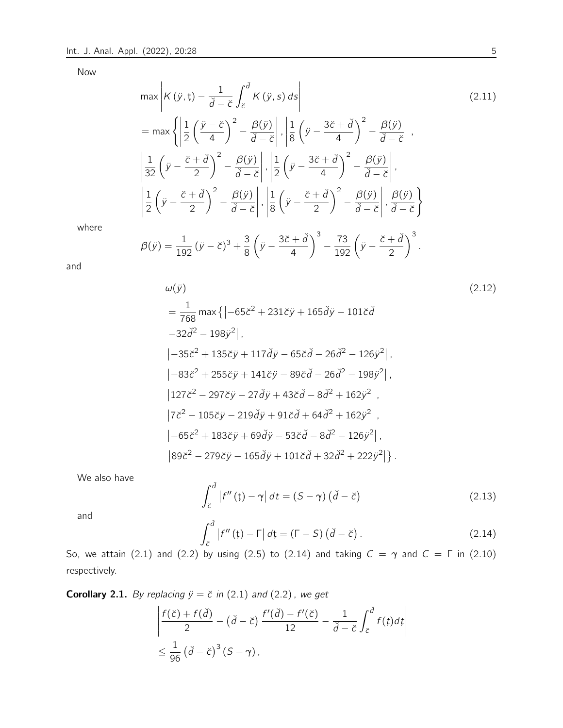Now

$$
\begin{aligned}
&\max\left|K\left(\ddot{y},ț\right)-\frac{1}{\check{d}-\check{c}}\int_{\check{c}}^{\check{d}}K\left(\ddot{y},s\right)ds\right| \qquad (2.11)\\
&=\max\left\{\left|\frac{1}{2}\left(\frac{\ddot{y}-\check{c}}{4}\right)^2-\frac{\beta(\ddot{y})}{\check{d}-\check{c}}\right|,\left|\frac{1}{8}\left(\ddot{y}-\frac{3\check{c}+\check{d}}{4}\right)^2-\frac{\beta(\ddot{y})}{\check{d}-\check{c}}\right|,\right.\\
&\left|\frac{1}{32}\left(\ddot{y}-\frac{\check{c}+\check{d}}{2}\right)^2-\frac{\beta(\ddot{y})}{\check{d}-\check{c}}\right|,\left|\frac{1}{2}\left(\ddot{y}-\frac{3\check{c}+\check{d}}{4}\right)^2-\frac{\beta(\ddot{y})}{\check{d}-\check{c}}\right|,\\
&\left.\left|\frac{1}{2}\left(\ddot{y}-\frac{\check{c}+\check{d}}{2}\right)^2-\frac{\beta(\ddot{y})}{\check{d}-\check{c}}\right|,\left|\frac{1}{8}\left(\ddot{y}-\frac{\check{c}+\check{d}}{2}\right)^2-\frac{\beta(\ddot{y})}{\check{d}-\check{c}}\right|,\frac{\beta(\ddot{y})}{\check{d}-\check{c}}\right\}
\end{aligned}
$$

where

$$
\beta(\ddot{y})=\frac{1}{192}\left(\ddot{y}-\check{c}\right)^3+\frac{3}{8}\left(\ddot{y}-\frac{3\check{c}+\check{d}}{4}\right)^3-\frac{73}{192}\left(\ddot{y}-\frac{\check{c}+\check{d}}{2}\right)^3.
$$

and

$$
\begin{aligned}
&\omega(\ddot{y}) \qquad (2.12)\\
&=\frac{1}{768}\max\left\{\left|-65\check{c}^2+231\check{c}\ddot{y}+165\check{d}\ddot{y}-101\check{c}\check{d}\right.\right.\\
&\left.-32\check{d}^2-198\ddot{y}^2\right|,\\
&\left|-35\check{c}^2+135\check{c}\ddot{y}+117\check{d}\ddot{y}-65\check{c}\check{d}-26\check{d}^2-126\ddot{y}^2\right|,\\
&\left|-83\check{c}^2+255\check{c}\ddot{y}+141\check{c}\ddot{y}-89\check{c}\check{d}-26\check{d}^2-198\ddot{y}^2\right|,\\
&\left|127\check{c}^2-297\check{c}\ddot{y}-27\check{d}\ddot{y}+43\check{c}\check{d}-8\check{d}^2+162\ddot{y}^2\right|,\\
&\left|7\check{c}^2-105\check{c}\ddot{y}-219\check{d}\ddot{y}+91\check{c}\check{d}+64\check{d}^2+162\ddot{y}^2\right|,\\
&\left|-65\check{c}^2+183\check{c}\ddot{y}+69\check{d}\ddot{y}-53\check{c}\check{d}-8\check{d}^2-126\ddot{y}^2\right|,\\
&\left.\left|89\check{c}^2-279\check{c}\ddot{y}-165\check{d}\ddot{y}+101\check{c}\check{d}+32\check{d}^2+222\ddot{y}^2\right|\right\}.
\end{aligned}
$$

We also have

$$
\int_{\check{c}}^{\check{d}}\left|f''\left(ț\right)-\gamma\right|dt=\left(S-\gamma\right)\left(\check{d}-\check{c}\right) \qquad (2.13)
$$

and

$$
\int_{\check{c}}^{\check{d}}\left|f''\left(ț\right)-\Gamma\right|dț=\left(\Gamma-S\right)\left(\check{d}-\check{c}\right). \qquad (2.14)
$$

So, we attain (2.1) and (2.2) by using (2.5) to (2.14) and taking $C=\gamma$ and $C=\Gamma$ in (2.10) respectively.

**Corollary 2.1.** *By replacing $\ddot{y}=\check{c}$ in (2.1) and (2.2), we get*

$$
\begin{aligned}
&\left|\frac{f(\check{c})+f(\check{d})}{2}-\left(\check{d}-\check{c}\right)\frac{f'(\check{d})-f'(\check{c})}{12}-\frac{1}{\check{d}-\check{c}}\int_{\check{c}}^{\check{d}}f(ț)dț\right|\\
&\leq\frac{1}{96}\left(\check{d}-\check{c}\right)^3\left(S-\gamma\right),
\end{aligned}
$$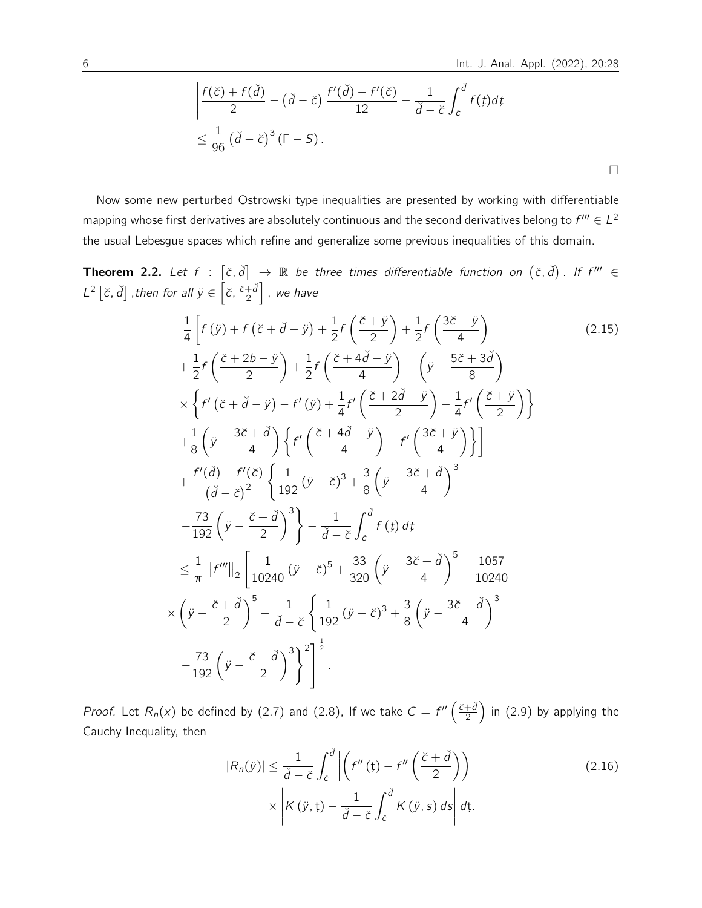$$
\left| \frac{f(\check{c}) + f(\check{d})}{2} - \left(\check{d} - \check{c}\right) \frac{f'(\check{d}) - f'(\check{c})}{12} - \frac{1}{\check{d} - \check{c}} \int_{\check{c}}^{\check{d}} f(ţ) dţ \right|
$$

$$
\leq \frac{1}{96} \left(\check{d} - \check{c}\right)^3 (\Gamma - S).
$$

□

Now some new perturbed Ostrowski type inequalities are presented by working with differentiable mapping whose first derivatives are absolutely continuous and the second derivatives belong to $f''' \in L^2$ the usual Lebesgue spaces which refine and generalize some previous inequalities of this domain.

**Theorem 2.2.** *Let $f : \left[\check{c}, \check{d}\right] \to \mathbb{R}$ be three times differentiable function on $\left(\check{c}, \check{d}\right)$. If $f''' \in L^2 \left[\check{c}, \check{d}\right]$ ,then for all $\ddot{y} \in \left[\check{c}, \frac{\check{c}+\check{d}}{2}\right]$ , we have*

$$
\begin{aligned}
&\left| \frac{1}{4} \left[ f(\ddot{y}) + f\left(\check{c} + \check{d} - \ddot{y}\right) + \frac{1}{2} f\left(\frac{\check{c} + \ddot{y}}{2}\right) + \frac{1}{2} f\left(\frac{3\check{c} + \ddot{y}}{4}\right) \right.\right. \\
&+ \frac{1}{2} f\left(\frac{\check{c} + 2b - \ddot{y}}{2}\right) + \frac{1}{2} f\left(\frac{\check{c} + 4\check{d} - \ddot{y}}{4}\right) + \left(\ddot{y} - \frac{5\check{c} + 3\check{d}}{8}\right) \\
&\times \left\{ f'\left(\check{c} + \check{d} - \ddot{y}\right) - f'(\ddot{y}) + \frac{1}{4} f'\left(\frac{\check{c} + 2\check{d} - \ddot{y}}{2}\right) - \frac{1}{4} f'\left(\frac{\check{c} + \ddot{y}}{2}\right) \right\} \\
&\left. + \frac{1}{8}\left(\ddot{y} - \frac{3\check{c} + \check{d}}{4}\right) \left\{ f'\left(\frac{\check{c} + 4\check{d} - \ddot{y}}{4}\right) - f'\left(\frac{3\check{c} + \ddot{y}}{4}\right) \right\} \right] \\
&+ \frac{f'(\check{d}) - f'(\check{c})}{\left(\check{d} - \check{c}\right)^2} \left\{ \frac{1}{192} (\ddot{y} - \check{c})^3 + \frac{3}{8} \left(\ddot{y} - \frac{3\check{c} + \check{d}}{4}\right)^3 \right. \\
&\left.\left. - \frac{73}{192} \left(\ddot{y} - \frac{\check{c} + \check{d}}{2}\right)^3 \right\} - \frac{1}{\check{d} - \check{c}} \int_{\check{c}}^{\check{d}} f(ţ)\, dţ \right| \\
&\leq \frac{1}{\pi} \left\| f''' \right\|_2 \left[ \frac{1}{10240} (\ddot{y} - \check{c})^5 + \frac{33}{320} \left(\ddot{y} - \frac{3\check{c} + \check{d}}{4}\right)^5 - \frac{1057}{10240} \right. \\
&\times \left(\ddot{y} - \frac{\check{c} + \check{d}}{2}\right)^5 - \frac{1}{\check{d} - \check{c}} \left\{ \frac{1}{192} (\ddot{y} - \check{c})^3 + \frac{3}{8} \left(\ddot{y} - \frac{3\check{c} + \check{d}}{4}\right)^3 \right. \\
&\left.\left. - \frac{73}{192} \left(\ddot{y} - \frac{\check{c} + \check{d}}{2}\right)^3 \right\}^2 \right]^{\frac{1}{2}}.
\end{aligned}
\tag{2.15}
$$

*Proof.* Let $R_n(x)$ be defined by (2.7) and (2.8), If we take $C = f''\left(\frac{\check{c}+\check{d}}{2}\right)$ in (2.9) by applying the Cauchy Inequality, then

$$
\begin{aligned}
|R_n(\ddot{y})| \leq \frac{1}{\check{d} - \check{c}} \int_{\check{c}}^{\check{d}} & \left| \left( f''(ţ) - f''\left(\frac{\check{c} + \check{d}}{2}\right) \right) \right| \\
& \times \left| K(\ddot{y}, ţ) - \frac{1}{\check{d} - \check{c}} \int_{\check{c}}^{\check{d}} K(\ddot{y}, s)\, ds \right| dţ.
\end{aligned}
\tag{2.16}
$$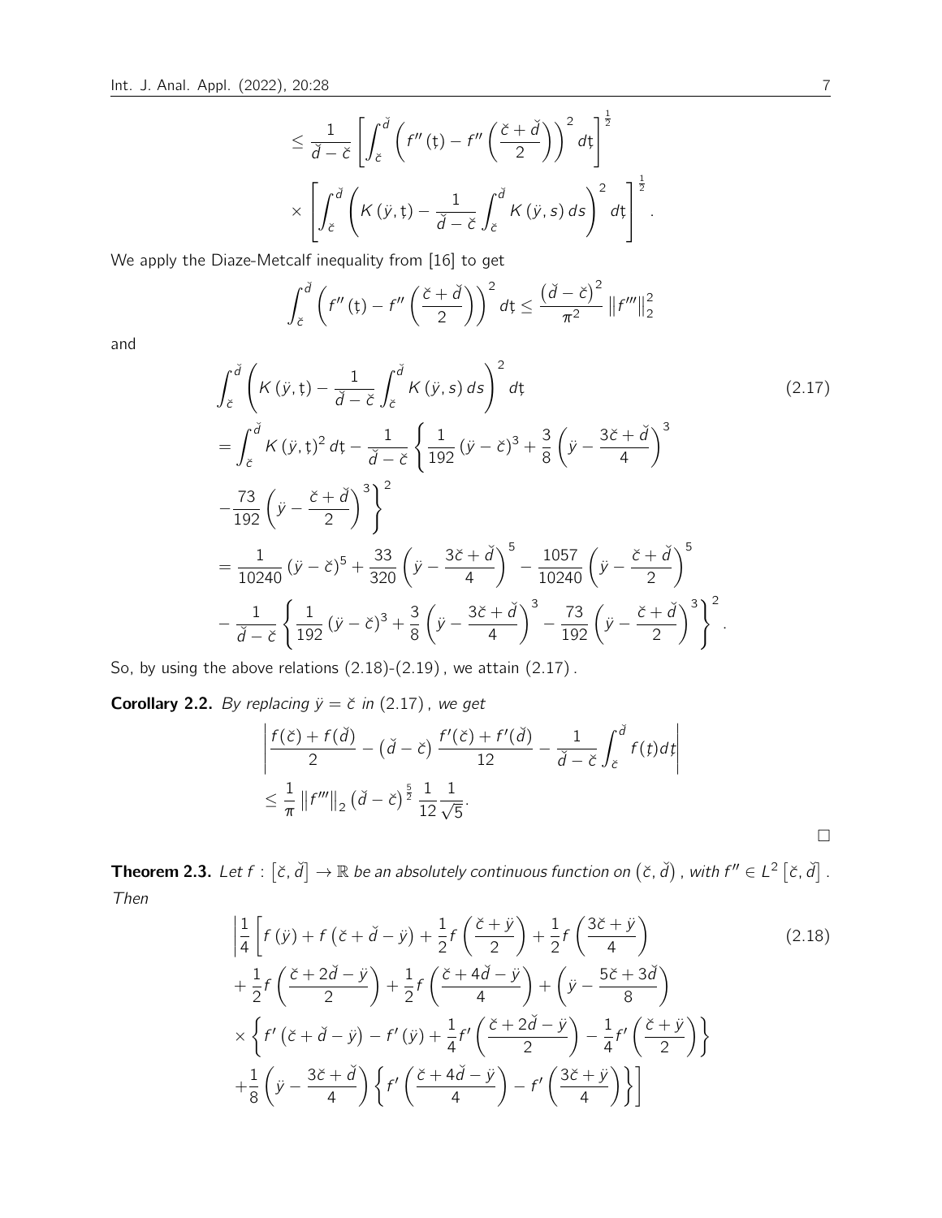$$\leq \frac{1}{\check{d}-\check{c}} \left[ \int_{\check{c}}^{\check{d}} \left( f''(ţ) - f''\left(\frac{\check{c}+\check{d}}{2}\right) \right)^2 dţ \right]^{\frac{1}{2}}$$

$$\times \left[ \int_{\check{c}}^{\check{d}} \left( K(\ddot{y}, ţ) - \frac{1}{\check{d}-\check{c}} \int_{\check{c}}^{\check{d}} K(\ddot{y}, s)\, ds \right)^2 dţ \right]^{\frac{1}{2}}.$$

We apply the Diaze-Metcalf inequality from [16] to get

$$\int_{\check{c}}^{\check{d}} \left( f''(ţ) - f''\left(\frac{\check{c}+\check{d}}{2}\right) \right)^2 dţ \leq \frac{\left(\check{d}-\check{c}\right)^2}{\pi^2} \left\| f''' \right\|_2^2$$

and

$$\begin{aligned}
&\int_{\check{c}}^{\check{d}} \left( K(\ddot{y}, ţ) - \frac{1}{\check{d}-\check{c}} \int_{\check{c}}^{\check{d}} K(\ddot{y}, s)\, ds \right)^2 dţ \qquad (2.17)\\
&= \int_{\check{c}}^{\check{d}} K(\ddot{y}, ţ)^2\, dţ - \frac{1}{\check{d}-\check{c}} \left\{ \frac{1}{192} (\ddot{y}-\check{c})^3 + \frac{3}{8} \left( \ddot{y} - \frac{3\check{c}+\check{d}}{4} \right)^3 \right.\\
&\left. - \frac{73}{192} \left( \ddot{y} - \frac{\check{c}+\check{d}}{2} \right)^3 \right\}^2\\
&= \frac{1}{10240} (\ddot{y}-\check{c})^5 + \frac{33}{320} \left( \ddot{y} - \frac{3\check{c}+\check{d}}{4} \right)^5 - \frac{1057}{10240} \left( \ddot{y} - \frac{\check{c}+\check{d}}{2} \right)^5\\
&- \frac{1}{\check{d}-\check{c}} \left\{ \frac{1}{192} (\ddot{y}-\check{c})^3 + \frac{3}{8} \left( \ddot{y} - \frac{3\check{c}+\check{d}}{4} \right)^3 - \frac{73}{192} \left( \ddot{y} - \frac{\check{c}+\check{d}}{2} \right)^3 \right\}^2.
\end{aligned}$$

So, by using the above relations (2.18)-(2.19), we attain (2.17).

**Corollary 2.2.** *By replacing $\ddot{y} = \check{c}$ in (2.17), we get*

$$\begin{aligned}
&\left| \frac{f(\check{c}) + f(\check{d})}{2} - \left(\check{d}-\check{c}\right) \frac{f'(\check{c}) + f'(\check{d})}{12} - \frac{1}{\check{d}-\check{c}} \int_{\check{c}}^{\check{d}} f(ţ) dţ \right|\\
&\leq \frac{1}{\pi} \left\| f''' \right\|_2 \left(\check{d}-\check{c}\right)^{\frac{5}{2}} \frac{1}{12} \frac{1}{\sqrt{5}}.
\end{aligned}$$

□

**Theorem 2.3.** *Let $f : \left[\check{c}, \check{d}\right] \to \mathbb{R}$ be an absolutely continuous function on $\left(\check{c}, \check{d}\right)$, with $f'' \in L^2\left[\check{c}, \check{d}\right]$. Then*

$$\begin{aligned}
&\left| \frac{1}{4} \left[ f(\ddot{y}) + f\left(\check{c}+\check{d}-\ddot{y}\right) + \frac{1}{2} f\left(\frac{\check{c}+\ddot{y}}{2}\right) + \frac{1}{2} f\left(\frac{3\check{c}+\ddot{y}}{4}\right) \right. \right. \qquad (2.18)\\
&+ \frac{1}{2} f\left(\frac{\check{c}+2\check{d}-\ddot{y}}{2}\right) + \frac{1}{2} f\left(\frac{\check{c}+4\check{d}-\ddot{y}}{4}\right) + \left( \ddot{y} - \frac{5\check{c}+3\check{d}}{8} \right)\\
&\times \left\{ f'\left(\check{c}+\check{d}-\ddot{y}\right) - f'(\ddot{y}) + \frac{1}{4} f'\left(\frac{\check{c}+2\check{d}-\ddot{y}}{2}\right) - \frac{1}{4} f'\left(\frac{\check{c}+\ddot{y}}{2}\right) \right\}\\
&\left. + \frac{1}{8} \left( \ddot{y} - \frac{3\check{c}+\check{d}}{4} \right) \left\{ f'\left(\frac{\check{c}+4\check{d}-\ddot{y}}{4}\right) - f'\left(\frac{3\check{c}+\ddot{y}}{4}\right) \right\} \right]
\end{aligned}$$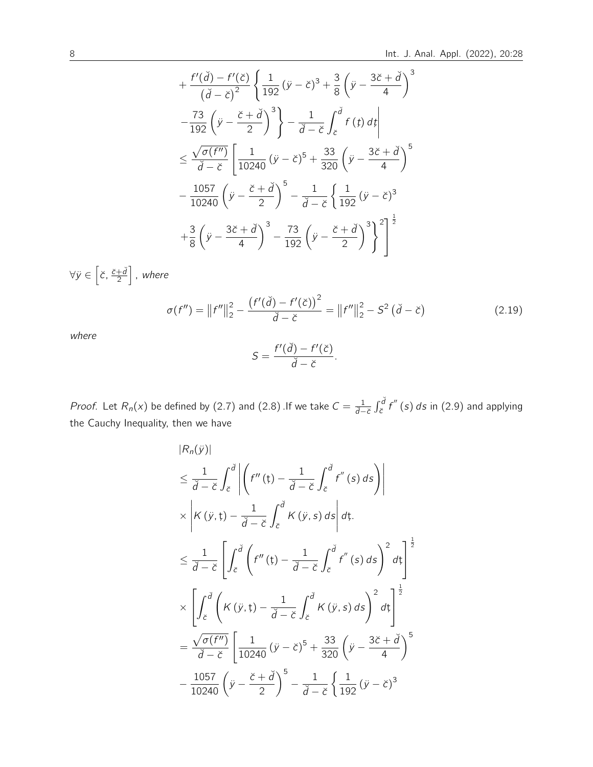$$
+\frac{f'(\check{d})-f'(\check{c})}{\left(\check{d}-\check{c}\right)^{2}}\left\{\frac{1}{192}\left(\ddot{y}-\check{c}\right)^{3}+\frac{3}{8}\left(\ddot{y}-\frac{3\check{c}+\check{d}}{4}\right)^{3}\right.
$$

$$
\left.\left.-\frac{73}{192}\left(\ddot{y}-\frac{\check{c}+\check{d}}{2}\right)^{3}\right\}-\frac{1}{\check{d}-\check{c}}\int_{\check{c}}^{\check{d}}f\left(ţ\right)dţ\right|
$$

$$
\leq\frac{\sqrt{\sigma(f'')}}{\check{d}-\check{c}}\left[\frac{1}{10240}\left(\ddot{y}-\check{c}\right)^{5}+\frac{33}{320}\left(\ddot{y}-\frac{3\check{c}+\check{d}}{4}\right)^{5}\right.
$$

$$
-\frac{1057}{10240}\left(\ddot{y}-\frac{\check{c}+\check{d}}{2}\right)^{5}-\frac{1}{\check{d}-\check{c}}\left\{\frac{1}{192}\left(\ddot{y}-\check{c}\right)^{3}\right.
$$

$$
\left.\left.+\frac{3}{8}\left(\ddot{y}-\frac{3\check{c}+\check{d}}{4}\right)^{3}-\frac{73}{192}\left(\ddot{y}-\frac{\check{c}+\check{d}}{2}\right)^{3}\right\}^{2}\right]^{\frac{1}{2}}
$$

$\forall\ddot{y}\in\left[\check{c},\frac{\check{c}+\check{d}}{2}\right]$, *where*

$$
\sigma(f'')=\left\|f''\right\|_{2}^{2}-\frac{\left(f'(\check{d})-f'(\check{c})\right)^{2}}{\check{d}-\check{c}}=\left\|f''\right\|_{2}^{2}-S^{2}\left(\check{d}-\check{c}\right) \tag{2.19}
$$

*where*

$$
S=\frac{f'(\check{d})-f'(\check{c})}{\check{d}-\check{c}}.
$$

*Proof.* Let $R_n(x)$ be defined by (2.7) and (2.8) .If we take $C=\frac{1}{\check{d}-\check{c}}\int_{\check{c}}^{\check{d}}f''(s)\,ds$ in (2.9) and applying the Cauchy Inequality, then we have

$$
\left|R_n(\ddot{y})\right|
$$

$$
\leq\frac{1}{\check{d}-\check{c}}\int_{\check{c}}^{\check{d}}\left|\left(f''(ţ)-\frac{1}{\check{d}-\check{c}}\int_{\check{c}}^{\check{d}}f''(s)\,ds\right)\right|
$$

$$
\times\left|K(\ddot{y},ţ)-\frac{1}{\check{d}-\check{c}}\int_{\check{c}}^{\check{d}}K(\ddot{y},s)\,ds\right|dţ.
$$

$$
\leq\frac{1}{\check{d}-\check{c}}\left[\int_{\check{c}}^{\check{d}}\left(f''(ţ)-\frac{1}{\check{d}-\check{c}}\int_{\check{c}}^{\check{d}}f''(s)\,ds\right)^{2}dţ\right]^{\frac{1}{2}}
$$

$$
\times\left[\int_{\check{c}}^{\check{d}}\left(K(\ddot{y},ţ)-\frac{1}{\check{d}-\check{c}}\int_{\check{c}}^{\check{d}}K(\ddot{y},s)\,ds\right)^{2}dţ\right]^{\frac{1}{2}}
$$

$$
=\frac{\sqrt{\sigma(f'')}}{\check{d}-\check{c}}\left[\frac{1}{10240}\left(\ddot{y}-\check{c}\right)^{5}+\frac{33}{320}\left(\ddot{y}-\frac{3\check{c}+\check{d}}{4}\right)^{5}\right.
$$

$$
-\frac{1057}{10240}\left(\ddot{y}-\frac{\check{c}+\check{d}}{2}\right)^{5}-\frac{1}{\check{d}-\check{c}}\left\{\frac{1}{192}\left(\ddot{y}-\check{c}\right)^{3}\right.
$$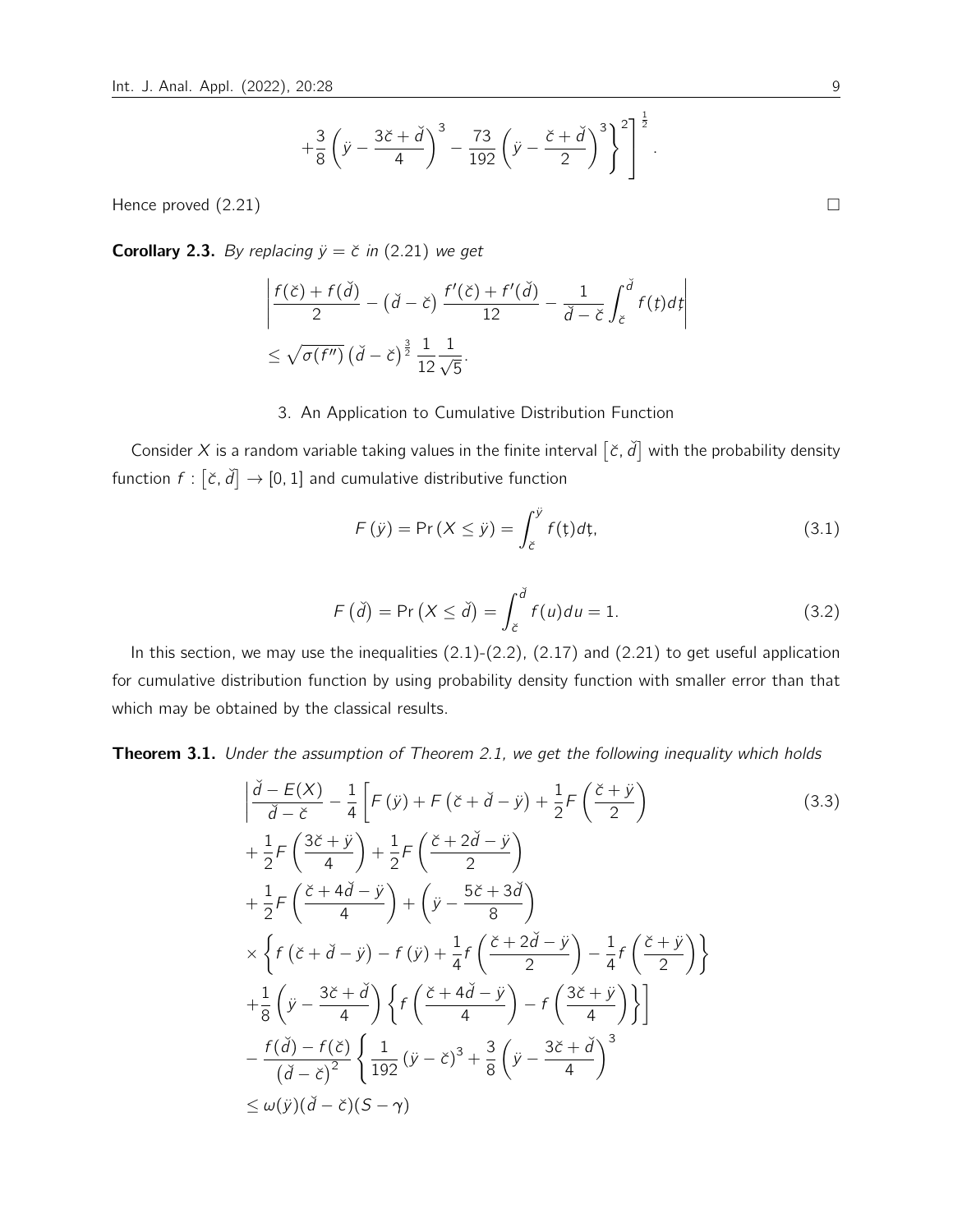$$+\frac{3}{8}\left(\ddot{y}-\frac{3\check{c}+\check{d}}{4}\right)^{3}-\frac{73}{192}\left(\ddot{y}-\frac{\check{c}+\check{d}}{2}\right)^{3}\Bigg\}^{2}\Bigg]^{\frac{1}{2}}.$$

Hence proved (2.21) □

**Corollary 2.3.** *By replacing $\ddot{y}=\check{c}$ in (2.21) we get*

$$\left|\frac{f(\check{c})+f(\check{d})}{2}-\left(\check{d}-\check{c}\right)\frac{f'(\check{c})+f'(\check{d})}{12}-\frac{1}{\check{d}-\check{c}}\int_{\check{c}}^{\check{d}}f(ț)dț\right|$$
$$\leq\sqrt{\sigma(f'')}\left(\check{d}-\check{c}\right)^{\frac{3}{2}}\frac{1}{12}\frac{1}{\sqrt{5}}.$$

## 3. An Application to Cumulative Distribution Function

Consider $X$ is a random variable taking values in the finite interval $\left[\check{c},\check{d}\right]$ with the probability density function $f:\left[\check{c},\check{d}\right]\to[0,1]$ and cumulative distributive function

$$F\left(\ddot{y}\right)=\Pr\left(X\leq\ddot{y}\right)=\int_{\check{c}}^{\ddot{y}}f(ț)dț, \tag{3.1}$$

$$F\left(\check{d}\right)=\Pr\left(X\leq\check{d}\right)=\int_{\check{c}}^{\check{d}}f(u)du=1. \tag{3.2}$$

In this section, we may use the inequalities (2.1)-(2.2), (2.17) and (2.21) to get useful application for cumulative distribution function by using probability density function with smaller error than that which may be obtained by the classical results.

**Theorem 3.1.** *Under the assumption of Theorem 2.1, we get the following inequality which holds*

$$\begin{aligned}
&\Bigg|\frac{\check{d}-E(X)}{\check{d}-\check{c}}-\frac{1}{4}\Bigg[F\left(\ddot{y}\right)+F\left(\check{c}+\check{d}-\ddot{y}\right)+\frac{1}{2}F\left(\frac{\check{c}+\ddot{y}}{2}\right) \\
&+\frac{1}{2}F\left(\frac{3\check{c}+\ddot{y}}{4}\right)+\frac{1}{2}F\left(\frac{\check{c}+2\check{d}-\ddot{y}}{2}\right) \\
&+\frac{1}{2}F\left(\frac{\check{c}+4\check{d}-\ddot{y}}{4}\right)+\left(\ddot{y}-\frac{5\check{c}+3\check{d}}{8}\right) \\
&\times\left\{f\left(\check{c}+\check{d}-\ddot{y}\right)-f\left(\ddot{y}\right)+\frac{1}{4}f\left(\frac{\check{c}+2\check{d}-\ddot{y}}{2}\right)-\frac{1}{4}f\left(\frac{\check{c}+\ddot{y}}{2}\right)\right\} \\
&+\frac{1}{8}\left(\ddot{y}-\frac{3\check{c}+\check{d}}{4}\right)\left\{f\left(\frac{\check{c}+4\check{d}-\ddot{y}}{4}\right)-f\left(\frac{3\check{c}+\ddot{y}}{4}\right)\right\}\Bigg] \\
&-\frac{f(\check{d})-f(\check{c})}{\left(\check{d}-\check{c}\right)^{2}}\left\{\frac{1}{192}\left(\ddot{y}-\check{c}\right)^{3}+\frac{3}{8}\left(\ddot{y}-\frac{3\check{c}+\check{d}}{4}\right)^{3}\right. \\
&\leq\omega(\ddot{y})(\check{d}-\check{c})(S-\gamma)
\end{aligned} \tag{3.3}$$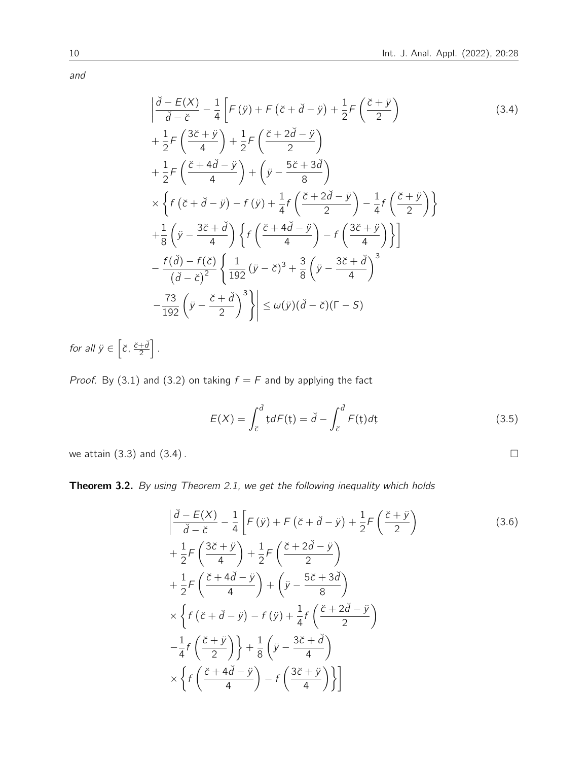*and*

$$
\begin{aligned}
&\left|\frac{\check{d}-E(X)}{\check{d}-\check{c}}-\frac{1}{4}\left[F\left(\ddot{y}\right)+F\left(\check{c}+\check{d}-\ddot{y}\right)+\frac{1}{2}F\left(\frac{\check{c}+\ddot{y}}{2}\right)\right.\right. \\
&+\frac{1}{2}F\left(\frac{3\check{c}+\ddot{y}}{4}\right)+\frac{1}{2}F\left(\frac{\check{c}+2\check{d}-\ddot{y}}{2}\right) \\
&+\frac{1}{2}F\left(\frac{\check{c}+4\check{d}-\ddot{y}}{4}\right)+\left(\ddot{y}-\frac{5\check{c}+3\check{d}}{8}\right) \\
&\times\left\{f\left(\check{c}+\check{d}-\ddot{y}\right)-f\left(\ddot{y}\right)+\frac{1}{4}f\left(\frac{\check{c}+2\check{d}-\ddot{y}}{2}\right)-\frac{1}{4}f\left(\frac{\check{c}+\ddot{y}}{2}\right)\right\} \\
&\left.+\frac{1}{8}\left(\ddot{y}-\frac{3\check{c}+\check{d}}{4}\right)\left\{f\left(\frac{\check{c}+4\check{d}-\ddot{y}}{4}\right)-f\left(\frac{3\check{c}+\ddot{y}}{4}\right)\right\}\right] \\
&-\frac{f(\check{d})-f(\check{c})}{\left(\check{d}-\check{c}\right)^{2}}\left\{\frac{1}{192}\left(\ddot{y}-\check{c}\right)^{3}+\frac{3}{8}\left(\ddot{y}-\frac{3\check{c}+\check{d}}{4}\right)^{3}\right. \\
&\left.\left.-\frac{73}{192}\left(\ddot{y}-\frac{\check{c}+\check{d}}{2}\right)^{3}\right\}\right| \leq \omega(\ddot{y})(\check{d}-\check{c})(\Gamma-S)
\end{aligned}
\tag{3.4}
$$

*for all* $\ddot{y}\in\left[\check{c},\frac{\check{c}+\check{d}}{2}\right]$.

*Proof.* By (3.1) and (3.2) on taking $f=F$ and by applying the fact

$$
E(X)=\int_{\check{c}}^{\check{d}}\mathfrak{t}\,dF(\mathfrak{t})=\check{d}-\int_{\check{c}}^{\check{d}}F(\mathfrak{t})d\mathfrak{t} \tag{3.5}
$$

we attain (3.3) and (3.4). □

**Theorem 3.2.** *By using Theorem 2.1, we get the following inequality which holds*

$$
\begin{aligned}
&\left|\frac{\check{d}-E(X)}{\check{d}-\check{c}}-\frac{1}{4}\left[F\left(\ddot{y}\right)+F\left(\check{c}+\check{d}-\ddot{y}\right)+\frac{1}{2}F\left(\frac{\check{c}+\ddot{y}}{2}\right)\right.\right. \\
&+\frac{1}{2}F\left(\frac{3\check{c}+\ddot{y}}{4}\right)+\frac{1}{2}F\left(\frac{\check{c}+2\check{d}-\ddot{y}}{2}\right) \\
&+\frac{1}{2}F\left(\frac{\check{c}+4\check{d}-\ddot{y}}{4}\right)+\left(\ddot{y}-\frac{5\check{c}+3\check{d}}{8}\right) \\
&\times\left\{f\left(\check{c}+\check{d}-\ddot{y}\right)-f\left(\ddot{y}\right)+\frac{1}{4}f\left(\frac{\check{c}+2\check{d}-\ddot{y}}{2}\right)\right. \\
&\left.-\frac{1}{4}f\left(\frac{\check{c}+\ddot{y}}{2}\right)\right\}+\frac{1}{8}\left(\ddot{y}-\frac{3\check{c}+\check{d}}{4}\right) \\
&\left.\times\left\{f\left(\frac{\check{c}+4\check{d}-\ddot{y}}{4}\right)-f\left(\frac{3\check{c}+\ddot{y}}{4}\right)\right\}\right]
\end{aligned}
\tag{3.6}
$$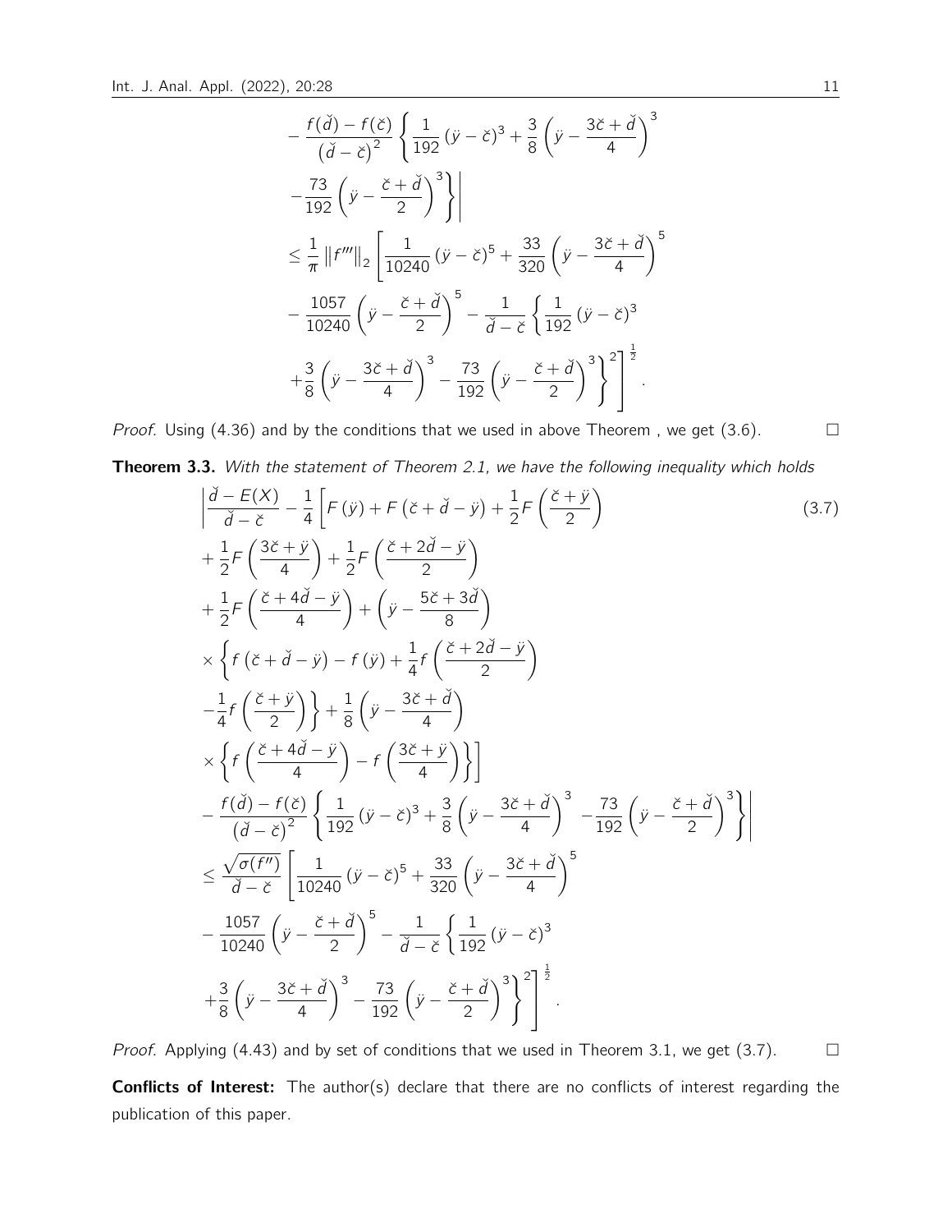$$
\begin{aligned}
&-\frac{f(\check{d})-f(\check{c})}{\left(\check{d}-\check{c}\right)^{2}}\left\{\frac{1}{192}\left(\ddot{y}-\check{c}\right)^{3}+\frac{3}{8}\left(\ddot{y}-\frac{3\check{c}+\check{d}}{4}\right)^{3}\right. \\
&\left.\left.-\frac{73}{192}\left(\ddot{y}-\frac{\check{c}+\check{d}}{2}\right)^{3}\right\}\right| \\
&\leq \frac{1}{\pi}\left\|f'''\right\|_{2}\left[\frac{1}{10240}\left(\ddot{y}-\check{c}\right)^{5}+\frac{33}{320}\left(\ddot{y}-\frac{3\check{c}+\check{d}}{4}\right)^{5}\right. \\
&-\frac{1057}{10240}\left(\ddot{y}-\frac{\check{c}+\check{d}}{2}\right)^{5}-\frac{1}{\check{d}-\check{c}}\left\{\frac{1}{192}\left(\ddot{y}-\check{c}\right)^{3}\right. \\
&\left.\left.+\frac{3}{8}\left(\ddot{y}-\frac{3\check{c}+\check{d}}{4}\right)^{3}-\frac{73}{192}\left(\ddot{y}-\frac{\check{c}+\check{d}}{2}\right)^{3}\right\}^{2}\right]^{\frac{1}{2}}.
\end{aligned}
$$

*Proof.* Using (4.36) and by the conditions that we used in above Theorem , we get (3.6). $\square$

**Theorem 3.3.** *With the statement of Theorem 2.1, we have the following inequality which holds*

$$
\begin{aligned}
&\left|\frac{\check{d}-E(X)}{\check{d}-\check{c}}-\frac{1}{4}\left[F\left(\ddot{y}\right)+F\left(\check{c}+\check{d}-\ddot{y}\right)+\frac{1}{2}F\left(\frac{\check{c}+\ddot{y}}{2}\right)\right.\right. \qquad (3.7)\\
&+\frac{1}{2}F\left(\frac{3\check{c}+\ddot{y}}{4}\right)+\frac{1}{2}F\left(\frac{\check{c}+2\check{d}-\ddot{y}}{2}\right) \\
&+\frac{1}{2}F\left(\frac{\check{c}+4\check{d}-\ddot{y}}{4}\right)+\left(\ddot{y}-\frac{5\check{c}+3\check{d}}{8}\right) \\
&\times\left\{f\left(\check{c}+\check{d}-\ddot{y}\right)-f\left(\ddot{y}\right)+\frac{1}{4}f\left(\frac{\check{c}+2\check{d}-\ddot{y}}{2}\right)\right. \\
&\left.-\frac{1}{4}f\left(\frac{\check{c}+\ddot{y}}{2}\right)\right\}+\frac{1}{8}\left(\ddot{y}-\frac{3\check{c}+\check{d}}{4}\right) \\
&\left.\times\left\{f\left(\frac{\check{c}+4\check{d}-\ddot{y}}{4}\right)-f\left(\frac{3\check{c}+\ddot{y}}{4}\right)\right\}\right] \\
&\left.-\frac{f(\check{d})-f(\check{c})}{\left(\check{d}-\check{c}\right)^{2}}\left\{\frac{1}{192}\left(\ddot{y}-\check{c}\right)^{3}+\frac{3}{8}\left(\ddot{y}-\frac{3\check{c}+\check{d}}{4}\right)^{3}-\frac{73}{192}\left(\ddot{y}-\frac{\check{c}+\check{d}}{2}\right)^{3}\right\}\right| \\
&\leq \frac{\sqrt{\sigma(f'')}}{\check{d}-\check{c}}\left[\frac{1}{10240}\left(\ddot{y}-\check{c}\right)^{5}+\frac{33}{320}\left(\ddot{y}-\frac{3\check{c}+\check{d}}{4}\right)^{5}\right. \\
&-\frac{1057}{10240}\left(\ddot{y}-\frac{\check{c}+\check{d}}{2}\right)^{5}-\frac{1}{\check{d}-\check{c}}\left\{\frac{1}{192}\left(\ddot{y}-\check{c}\right)^{3}\right. \\
&\left.\left.+\frac{3}{8}\left(\ddot{y}-\frac{3\check{c}+\check{d}}{4}\right)^{3}-\frac{73}{192}\left(\ddot{y}-\frac{\check{c}+\check{d}}{2}\right)^{3}\right\}^{2}\right]^{\frac{1}{2}}.
\end{aligned}
$$

*Proof.* Applying (4.43) and by set of conditions that we used in Theorem 3.1, we get (3.7). $\square$

**Conflicts of Interest:** The author(s) declare that there are no conflicts of interest regarding the publication of this paper.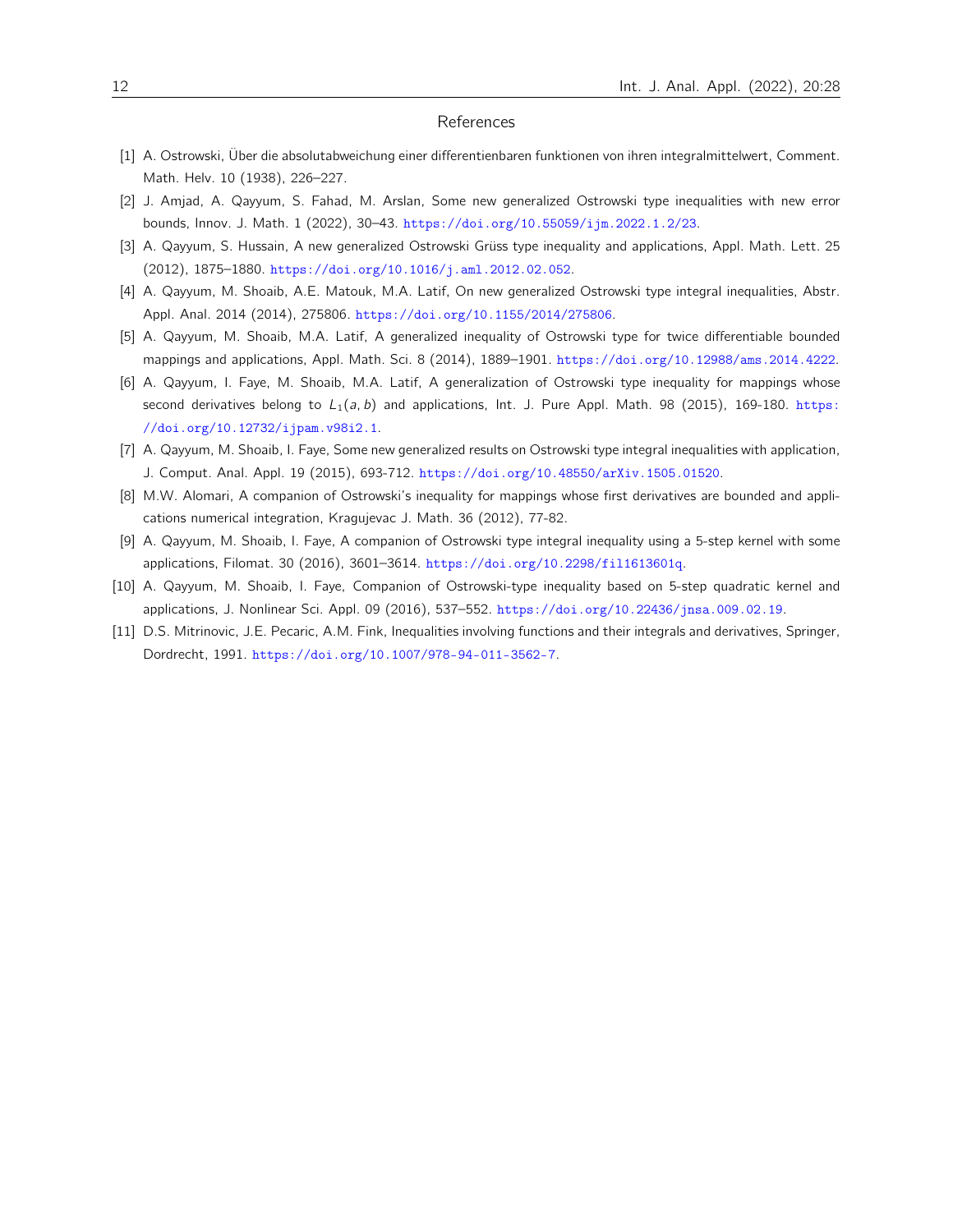## References

[1] A. Ostrowski, Über die absolutabweichung einer differentienbaren funktionen von ihren integralmittelwert, Comment. Math. Helv. 10 (1938), 226–227.

[2] J. Amjad, A. Qayyum, S. Fahad, M. Arslan, Some new generalized Ostrowski type inequalities with new error bounds, Innov. J. Math. 1 (2022), 30–43. https://doi.org/10.55059/ijm.2022.1.2/23.

[3] A. Qayyum, S. Hussain, A new generalized Ostrowski Grüss type inequality and applications, Appl. Math. Lett. 25 (2012), 1875–1880. https://doi.org/10.1016/j.aml.2012.02.052.

[4] A. Qayyum, M. Shoaib, A.E. Matouk, M.A. Latif, On new generalized Ostrowski type integral inequalities, Abstr. Appl. Anal. 2014 (2014), 275806. https://doi.org/10.1155/2014/275806.

[5] A. Qayyum, M. Shoaib, M.A. Latif, A generalized inequality of Ostrowski type for twice differentiable bounded mappings and applications, Appl. Math. Sci. 8 (2014), 1889–1901. https://doi.org/10.12988/ams.2014.4222.

[6] A. Qayyum, I. Faye, M. Shoaib, M.A. Latif, A generalization of Ostrowski type inequality for mappings whose second derivatives belong to $L_1(a,b)$ and applications, Int. J. Pure Appl. Math. 98 (2015), 169-180. https://doi.org/10.12732/ijpam.v98i2.1.

[7] A. Qayyum, M. Shoaib, I. Faye, Some new generalized results on Ostrowski type integral inequalities with application, J. Comput. Anal. Appl. 19 (2015), 693-712. https://doi.org/10.48550/arXiv.1505.01520.

[8] M.W. Alomari, A companion of Ostrowski's inequality for mappings whose first derivatives are bounded and applications numerical integration, Kragujevac J. Math. 36 (2012), 77-82.

[9] A. Qayyum, M. Shoaib, I. Faye, A companion of Ostrowski type integral inequality using a 5-step kernel with some applications, Filomat. 30 (2016), 3601–3614. https://doi.org/10.2298/fil1613601q.

[10] A. Qayyum, M. Shoaib, I. Faye, Companion of Ostrowski-type inequality based on 5-step quadratic kernel and applications, J. Nonlinear Sci. Appl. 09 (2016), 537–552. https://doi.org/10.22436/jnsa.009.02.19.

[11] D.S. Mitrinovic, J.E. Pecaric, A.M. Fink, Inequalities involving functions and their integrals and derivatives, Springer, Dordrecht, 1991. https://doi.org/10.1007/978-94-011-3562-7.